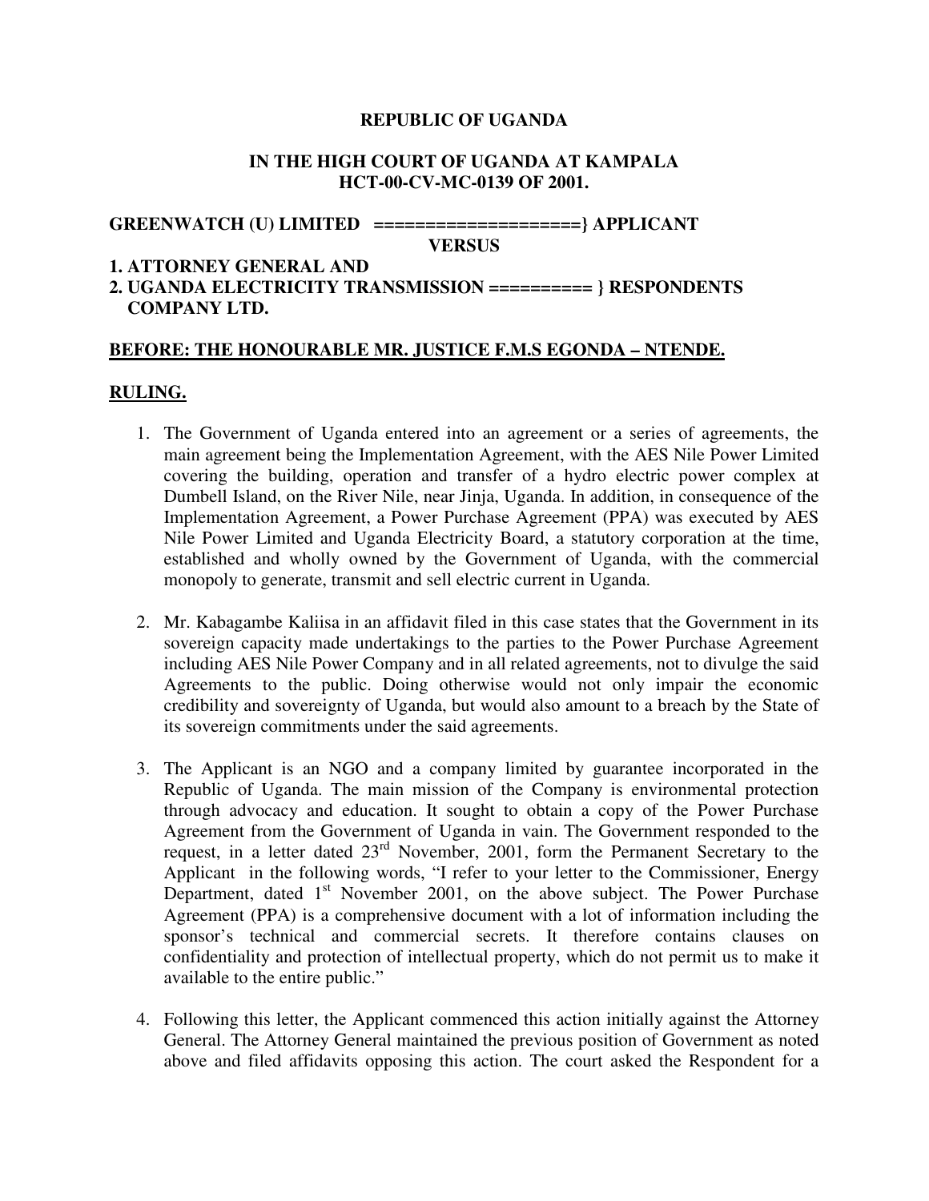**REPUBLIC OF UGANDA**

**IN THE HIGH COURT OF UGANDA AT KAMPALA**
**HCT-00-CV-MC-0139 OF 2001.**

**GREENWATCH (U) LIMITED ====================} APPLICANT**

**VERSUS**

**1. ATTORNEY GENERAL AND**
**2. UGANDA ELECTRICITY TRANSMISSION =========} RESPONDENTS COMPANY LTD.**

**BEFORE: THE HONOURABLE MR. JUSTICE F.M.S EGONDA – NTENDE.**

**RULING.**

1. The Government of Uganda entered into an agreement or a series of agreements, the main agreement being the Implementation Agreement, with the AES Nile Power Limited covering the building, operation and transfer of a hydro electric power complex at Dumbell Island, on the River Nile, near Jinja, Uganda. In addition, in consequence of the Implementation Agreement, a Power Purchase Agreement (PPA) was executed by AES Nile Power Limited and Uganda Electricity Board, a statutory corporation at the time, established and wholly owned by the Government of Uganda, with the commercial monopoly to generate, transmit and sell electric current in Uganda.

2. Mr. Kabagambe Kaliisa in an affidavit filed in this case states that the Government in its sovereign capacity made undertakings to the parties to the Power Purchase Agreement including AES Nile Power Company and in all related agreements, not to divulge the said Agreements to the public. Doing otherwise would not only impair the economic credibility and sovereignty of Uganda, but would also amount to a breach by the State of its sovereign commitments under the said agreements.

3. The Applicant is an NGO and a company limited by guarantee incorporated in the Republic of Uganda. The main mission of the Company is environmental protection through advocacy and education. It sought to obtain a copy of the Power Purchase Agreement from the Government of Uganda in vain. The Government responded to the request, in a letter dated 23rd November, 2001, form the Permanent Secretary to the Applicant in the following words, "I refer to your letter to the Commissioner, Energy Department, dated 1st November 2001, on the above subject. The Power Purchase Agreement (PPA) is a comprehensive document with a lot of information including the sponsor's technical and commercial secrets. It therefore contains clauses on confidentiality and protection of intellectual property, which do not permit us to make it available to the entire public."

4. Following this letter, the Applicant commenced this action initially against the Attorney General. The Attorney General maintained the previous position of Government as noted above and filed affidavits opposing this action. The court asked the Respondent for a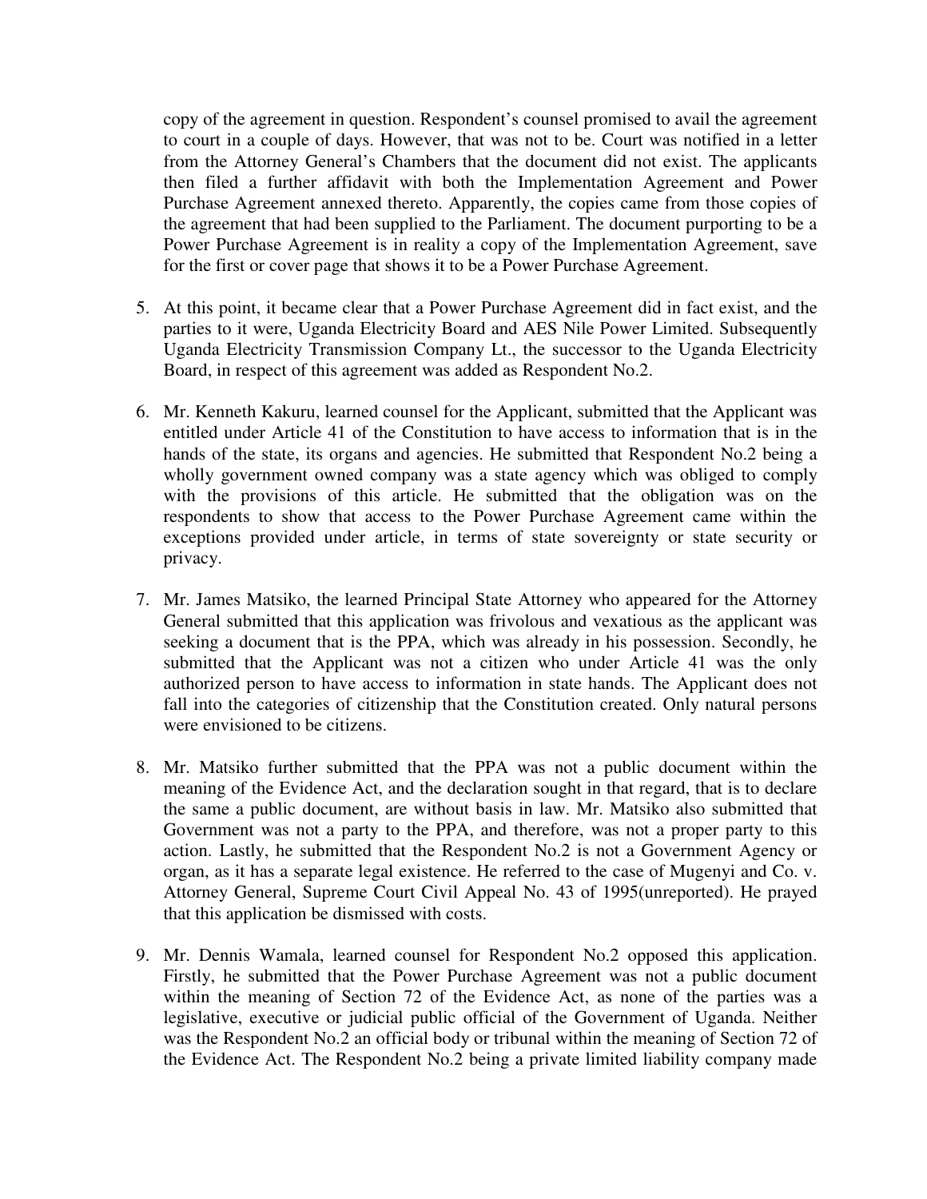copy of the agreement in question. Respondent's counsel promised to avail the agreement to court in a couple of days. However, that was not to be. Court was notified in a letter from the Attorney General's Chambers that the document did not exist. The applicants then filed a further affidavit with both the Implementation Agreement and Power Purchase Agreement annexed thereto. Apparently, the copies came from those copies of the agreement that had been supplied to the Parliament. The document purporting to be a Power Purchase Agreement is in reality a copy of the Implementation Agreement, save for the first or cover page that shows it to be a Power Purchase Agreement.

5. At this point, it became clear that a Power Purchase Agreement did in fact exist, and the parties to it were, Uganda Electricity Board and AES Nile Power Limited. Subsequently Uganda Electricity Transmission Company Lt., the successor to the Uganda Electricity Board, in respect of this agreement was added as Respondent No.2.

6. Mr. Kenneth Kakuru, learned counsel for the Applicant, submitted that the Applicant was entitled under Article 41 of the Constitution to have access to information that is in the hands of the state, its organs and agencies. He submitted that Respondent No.2 being a wholly government owned company was a state agency which was obliged to comply with the provisions of this article. He submitted that the obligation was on the respondents to show that access to the Power Purchase Agreement came within the exceptions provided under article, in terms of state sovereignty or state security or privacy.

7. Mr. James Matsiko, the learned Principal State Attorney who appeared for the Attorney General submitted that this application was frivolous and vexatious as the applicant was seeking a document that is the PPA, which was already in his possession. Secondly, he submitted that the Applicant was not a citizen who under Article 41 was the only authorized person to have access to information in state hands. The Applicant does not fall into the categories of citizenship that the Constitution created. Only natural persons were envisioned to be citizens.

8. Mr. Matsiko further submitted that the PPA was not a public document within the meaning of the Evidence Act, and the declaration sought in that regard, that is to declare the same a public document, are without basis in law. Mr. Matsiko also submitted that Government was not a party to the PPA, and therefore, was not a proper party to this action. Lastly, he submitted that the Respondent No.2 is not a Government Agency or organ, as it has a separate legal existence. He referred to the case of Mugenyi and Co. v. Attorney General, Supreme Court Civil Appeal No. 43 of 1995(unreported). He prayed that this application be dismissed with costs.

9. Mr. Dennis Wamala, learned counsel for Respondent No.2 opposed this application. Firstly, he submitted that the Power Purchase Agreement was not a public document within the meaning of Section 72 of the Evidence Act, as none of the parties was a legislative, executive or judicial public official of the Government of Uganda. Neither was the Respondent No.2 an official body or tribunal within the meaning of Section 72 of the Evidence Act. The Respondent No.2 being a private limited liability company made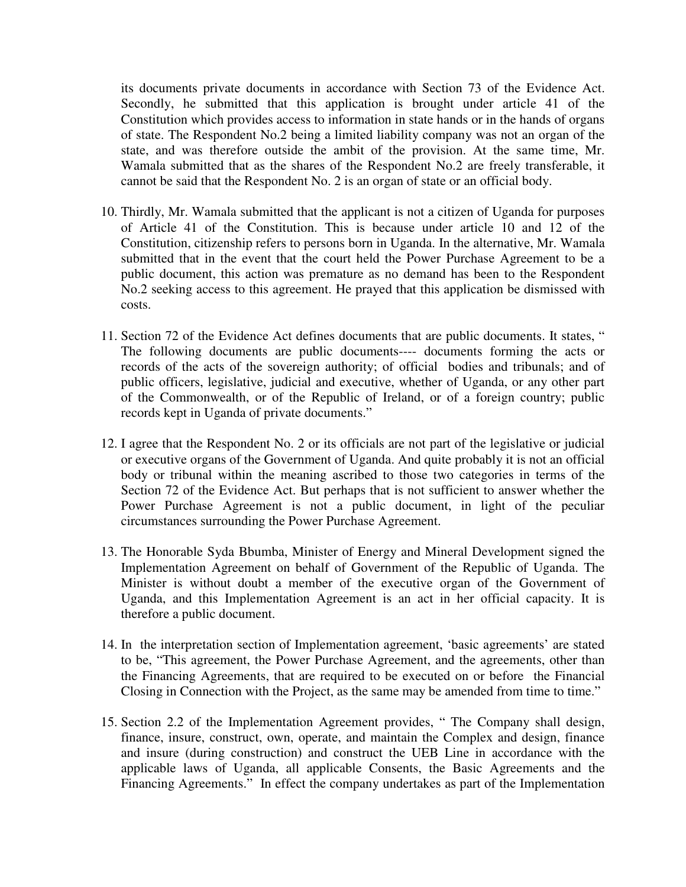its documents private documents in accordance with Section 73 of the Evidence Act. Secondly, he submitted that this application is brought under article 41 of the Constitution which provides access to information in state hands or in the hands of organs of state. The Respondent No.2 being a limited liability company was not an organ of the state, and was therefore outside the ambit of the provision. At the same time, Mr. Wamala submitted that as the shares of the Respondent No.2 are freely transferable, it cannot be said that the Respondent No. 2 is an organ of state or an official body.

10. Thirdly, Mr. Wamala submitted that the applicant is not a citizen of Uganda for purposes of Article 41 of the Constitution. This is because under article 10 and 12 of the Constitution, citizenship refers to persons born in Uganda. In the alternative, Mr. Wamala submitted that in the event that the court held the Power Purchase Agreement to be a public document, this action was premature as no demand has been to the Respondent No.2 seeking access to this agreement. He prayed that this application be dismissed with costs.

11. Section 72 of the Evidence Act defines documents that are public documents. It states, " The following documents are public documents---- documents forming the acts or records of the acts of the sovereign authority; of official bodies and tribunals; and of public officers, legislative, judicial and executive, whether of Uganda, or any other part of the Commonwealth, or of the Republic of Ireland, or of a foreign country; public records kept in Uganda of private documents."

12. I agree that the Respondent No. 2 or its officials are not part of the legislative or judicial or executive organs of the Government of Uganda. And quite probably it is not an official body or tribunal within the meaning ascribed to those two categories in terms of the Section 72 of the Evidence Act. But perhaps that is not sufficient to answer whether the Power Purchase Agreement is not a public document, in light of the peculiar circumstances surrounding the Power Purchase Agreement.

13. The Honorable Syda Bbumba, Minister of Energy and Mineral Development signed the Implementation Agreement on behalf of Government of the Republic of Uganda. The Minister is without doubt a member of the executive organ of the Government of Uganda, and this Implementation Agreement is an act in her official capacity. It is therefore a public document.

14. In the interpretation section of Implementation agreement, 'basic agreements' are stated to be, "This agreement, the Power Purchase Agreement, and the agreements, other than the Financing Agreements, that are required to be executed on or before the Financial Closing in Connection with the Project, as the same may be amended from time to time."

15. Section 2.2 of the Implementation Agreement provides, " The Company shall design, finance, insure, construct, own, operate, and maintain the Complex and design, finance and insure (during construction) and construct the UEB Line in accordance with the applicable laws of Uganda, all applicable Consents, the Basic Agreements and the Financing Agreements." In effect the company undertakes as part of the Implementation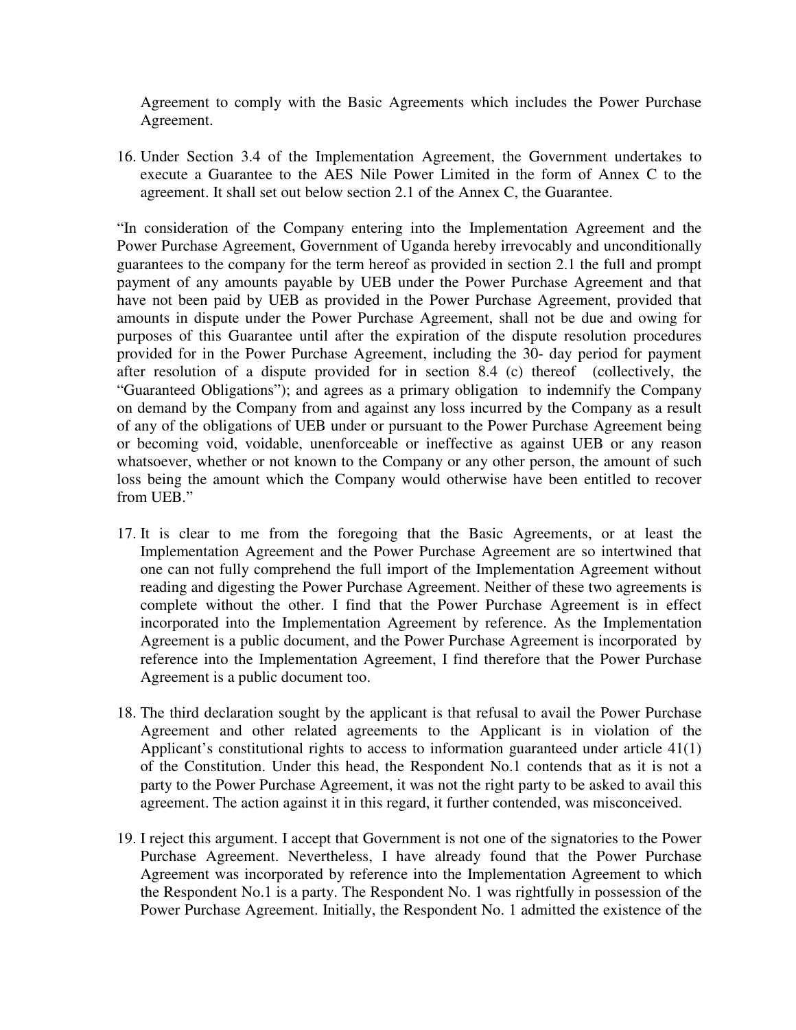Agreement to comply with the Basic Agreements which includes the Power Purchase Agreement.

16. Under Section 3.4 of the Implementation Agreement, the Government undertakes to execute a Guarantee to the AES Nile Power Limited in the form of Annex C to the agreement. It shall set out below section 2.1 of the Annex C, the Guarantee.

"In consideration of the Company entering into the Implementation Agreement and the Power Purchase Agreement, Government of Uganda hereby irrevocably and unconditionally guarantees to the company for the term hereof as provided in section 2.1 the full and prompt payment of any amounts payable by UEB under the Power Purchase Agreement and that have not been paid by UEB as provided in the Power Purchase Agreement, provided that amounts in dispute under the Power Purchase Agreement, shall not be due and owing for purposes of this Guarantee until after the expiration of the dispute resolution procedures provided for in the Power Purchase Agreement, including the 30- day period for payment after resolution of a dispute provided for in section 8.4 (c) thereof (collectively, the "Guaranteed Obligations"); and agrees as a primary obligation to indemnify the Company on demand by the Company from and against any loss incurred by the Company as a result of any of the obligations of UEB under or pursuant to the Power Purchase Agreement being or becoming void, voidable, unenforceable or ineffective as against UEB or any reason whatsoever, whether or not known to the Company or any other person, the amount of such loss being the amount which the Company would otherwise have been entitled to recover from UEB."

17. It is clear to me from the foregoing that the Basic Agreements, or at least the Implementation Agreement and the Power Purchase Agreement are so intertwined that one can not fully comprehend the full import of the Implementation Agreement without reading and digesting the Power Purchase Agreement. Neither of these two agreements is complete without the other. I find that the Power Purchase Agreement is in effect incorporated into the Implementation Agreement by reference. As the Implementation Agreement is a public document, and the Power Purchase Agreement is incorporated by reference into the Implementation Agreement, I find therefore that the Power Purchase Agreement is a public document too.

18. The third declaration sought by the applicant is that refusal to avail the Power Purchase Agreement and other related agreements to the Applicant is in violation of the Applicant's constitutional rights to access to information guaranteed under article 41(1) of the Constitution. Under this head, the Respondent No.1 contends that as it is not a party to the Power Purchase Agreement, it was not the right party to be asked to avail this agreement. The action against it in this regard, it further contended, was misconceived.

19. I reject this argument. I accept that Government is not one of the signatories to the Power Purchase Agreement. Nevertheless, I have already found that the Power Purchase Agreement was incorporated by reference into the Implementation Agreement to which the Respondent No.1 is a party. The Respondent No. 1 was rightfully in possession of the Power Purchase Agreement. Initially, the Respondent No. 1 admitted the existence of the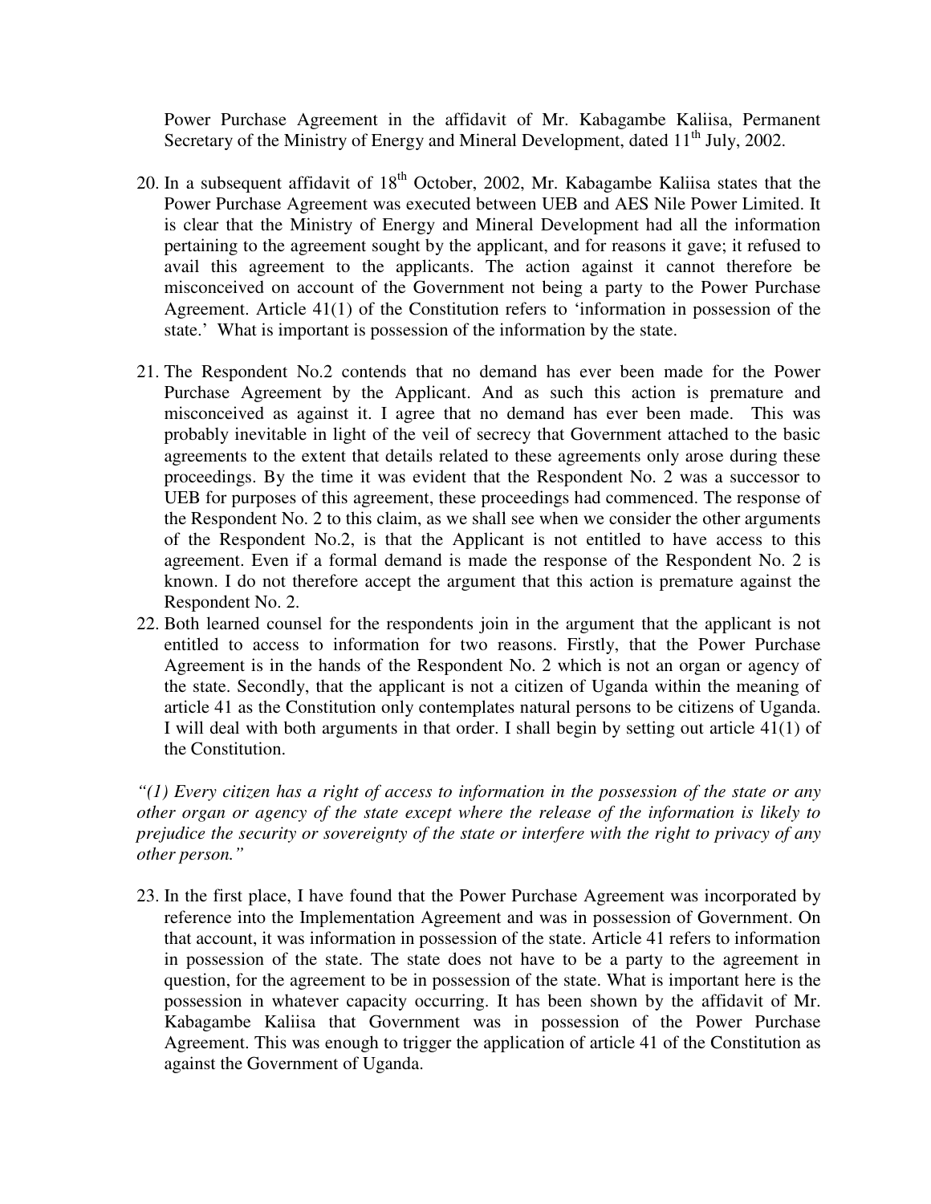Power Purchase Agreement in the affidavit of Mr. Kabagambe Kaliisa, Permanent Secretary of the Ministry of Energy and Mineral Development, dated 11th July, 2002.

20. In a subsequent affidavit of 18th October, 2002, Mr. Kabagambe Kaliisa states that the Power Purchase Agreement was executed between UEB and AES Nile Power Limited. It is clear that the Ministry of Energy and Mineral Development had all the information pertaining to the agreement sought by the applicant, and for reasons it gave; it refused to avail this agreement to the applicants. The action against it cannot therefore be misconceived on account of the Government not being a party to the Power Purchase Agreement. Article 41(1) of the Constitution refers to 'information in possession of the state.' What is important is possession of the information by the state.

21. The Respondent No.2 contends that no demand has ever been made for the Power Purchase Agreement by the Applicant. And as such this action is premature and misconceived as against it. I agree that no demand has ever been made. This was probably inevitable in light of the veil of secrecy that Government attached to the basic agreements to the extent that details related to these agreements only arose during these proceedings. By the time it was evident that the Respondent No. 2 was a successor to UEB for purposes of this agreement, these proceedings had commenced. The response of the Respondent No. 2 to this claim, as we shall see when we consider the other arguments of the Respondent No.2, is that the Applicant is not entitled to have access to this agreement. Even if a formal demand is made the response of the Respondent No. 2 is known. I do not therefore accept the argument that this action is premature against the Respondent No. 2.

22. Both learned counsel for the respondents join in the argument that the applicant is not entitled to access to information for two reasons. Firstly, that the Power Purchase Agreement is in the hands of the Respondent No. 2 which is not an organ or agency of the state. Secondly, that the applicant is not a citizen of Uganda within the meaning of article 41 as the Constitution only contemplates natural persons to be citizens of Uganda. I will deal with both arguments in that order. I shall begin by setting out article 41(1) of the Constitution.

*"(1) Every citizen has a right of access to information in the possession of the state or any other organ or agency of the state except where the release of the information is likely to prejudice the security or sovereignty of the state or interfere with the right to privacy of any other person."*

23. In the first place, I have found that the Power Purchase Agreement was incorporated by reference into the Implementation Agreement and was in possession of Government. On that account, it was information in possession of the state. Article 41 refers to information in possession of the state. The state does not have to be a party to the agreement in question, for the agreement to be in possession of the state. What is important here is the possession in whatever capacity occurring. It has been shown by the affidavit of Mr. Kabagambe Kaliisa that Government was in possession of the Power Purchase Agreement. This was enough to trigger the application of article 41 of the Constitution as against the Government of Uganda.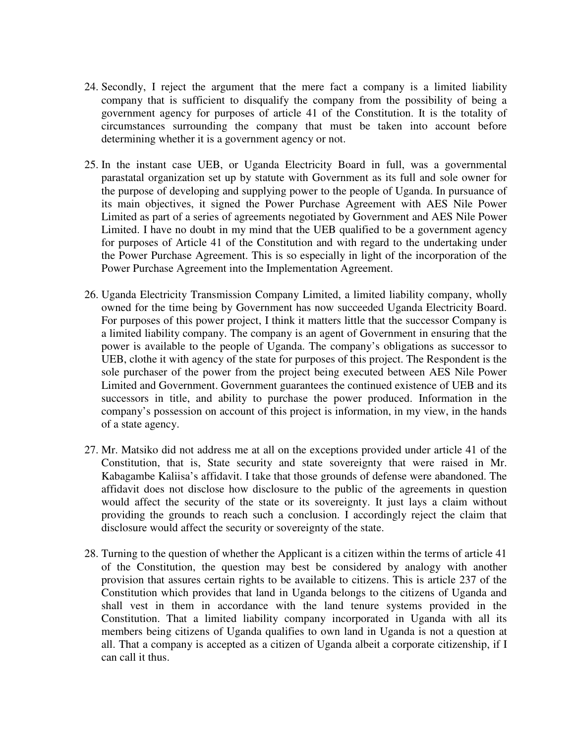24. Secondly, I reject the argument that the mere fact a company is a limited liability company that is sufficient to disqualify the company from the possibility of being a government agency for purposes of article 41 of the Constitution. It is the totality of circumstances surrounding the company that must be taken into account before determining whether it is a government agency or not.

25. In the instant case UEB, or Uganda Electricity Board in full, was a governmental parastatal organization set up by statute with Government as its full and sole owner for the purpose of developing and supplying power to the people of Uganda. In pursuance of its main objectives, it signed the Power Purchase Agreement with AES Nile Power Limited as part of a series of agreements negotiated by Government and AES Nile Power Limited. I have no doubt in my mind that the UEB qualified to be a government agency for purposes of Article 41 of the Constitution and with regard to the undertaking under the Power Purchase Agreement. This is so especially in light of the incorporation of the Power Purchase Agreement into the Implementation Agreement.

26. Uganda Electricity Transmission Company Limited, a limited liability company, wholly owned for the time being by Government has now succeeded Uganda Electricity Board. For purposes of this power project, I think it matters little that the successor Company is a limited liability company. The company is an agent of Government in ensuring that the power is available to the people of Uganda. The company's obligations as successor to UEB, clothe it with agency of the state for purposes of this project. The Respondent is the sole purchaser of the power from the project being executed between AES Nile Power Limited and Government. Government guarantees the continued existence of UEB and its successors in title, and ability to purchase the power produced. Information in the company's possession on account of this project is information, in my view, in the hands of a state agency.

27. Mr. Matsiko did not address me at all on the exceptions provided under article 41 of the Constitution, that is, State security and state sovereignty that were raised in Mr. Kabagambe Kaliisa's affidavit. I take that those grounds of defense were abandoned. The affidavit does not disclose how disclosure to the public of the agreements in question would affect the security of the state or its sovereignty. It just lays a claim without providing the grounds to reach such a conclusion. I accordingly reject the claim that disclosure would affect the security or sovereignty of the state.

28. Turning to the question of whether the Applicant is a citizen within the terms of article 41 of the Constitution, the question may best be considered by analogy with another provision that assures certain rights to be available to citizens. This is article 237 of the Constitution which provides that land in Uganda belongs to the citizens of Uganda and shall vest in them in accordance with the land tenure systems provided in the Constitution. That a limited liability company incorporated in Uganda with all its members being citizens of Uganda qualifies to own land in Uganda is not a question at all. That a company is accepted as a citizen of Uganda albeit a corporate citizenship, if I can call it thus.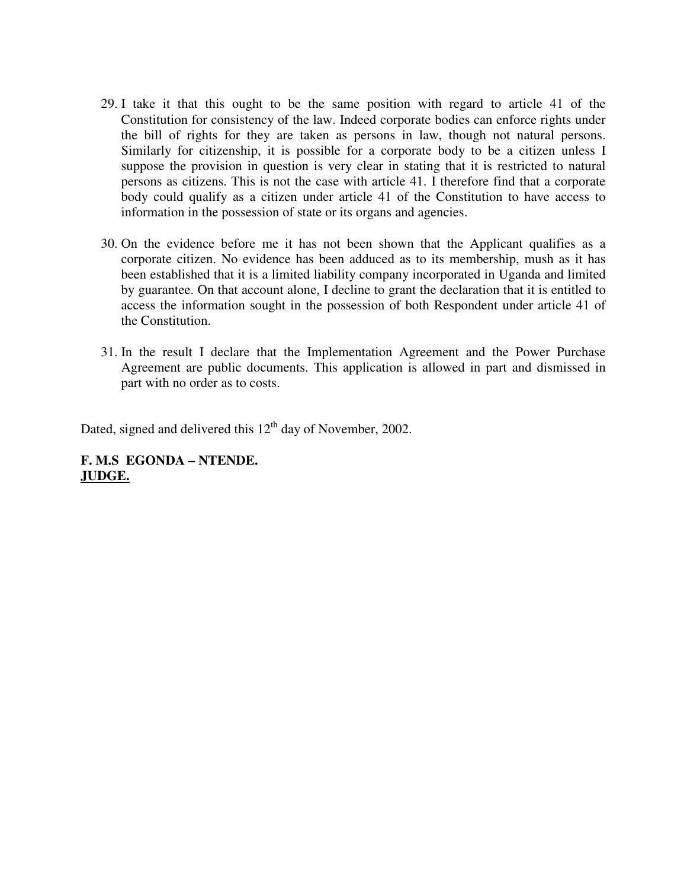29. I take it that this ought to be the same position with regard to article 41 of the Constitution for consistency of the law. Indeed corporate bodies can enforce rights under the bill of rights for they are taken as persons in law, though not natural persons. Similarly for citizenship, it is possible for a corporate body to be a citizen unless I suppose the provision in question is very clear in stating that it is restricted to natural persons as citizens. This is not the case with article 41. I therefore find that a corporate body could qualify as a citizen under article 41 of the Constitution to have access to information in the possession of state or its organs and agencies.

30. On the evidence before me it has not been shown that the Applicant qualifies as a corporate citizen. No evidence has been adduced as to its membership, mush as it has been established that it is a limited liability company incorporated in Uganda and limited by guarantee. On that account alone, I decline to grant the declaration that it is entitled to access the information sought in the possession of both Respondent under article 41 of the Constitution.

31. In the result I declare that the Implementation Agreement and the Power Purchase Agreement are public documents. This application is allowed in part and dismissed in part with no order as to costs.

Dated, signed and delivered this 12th day of November, 2002.

**F. M.S EGONDA – NTENDE.**
**JUDGE.**